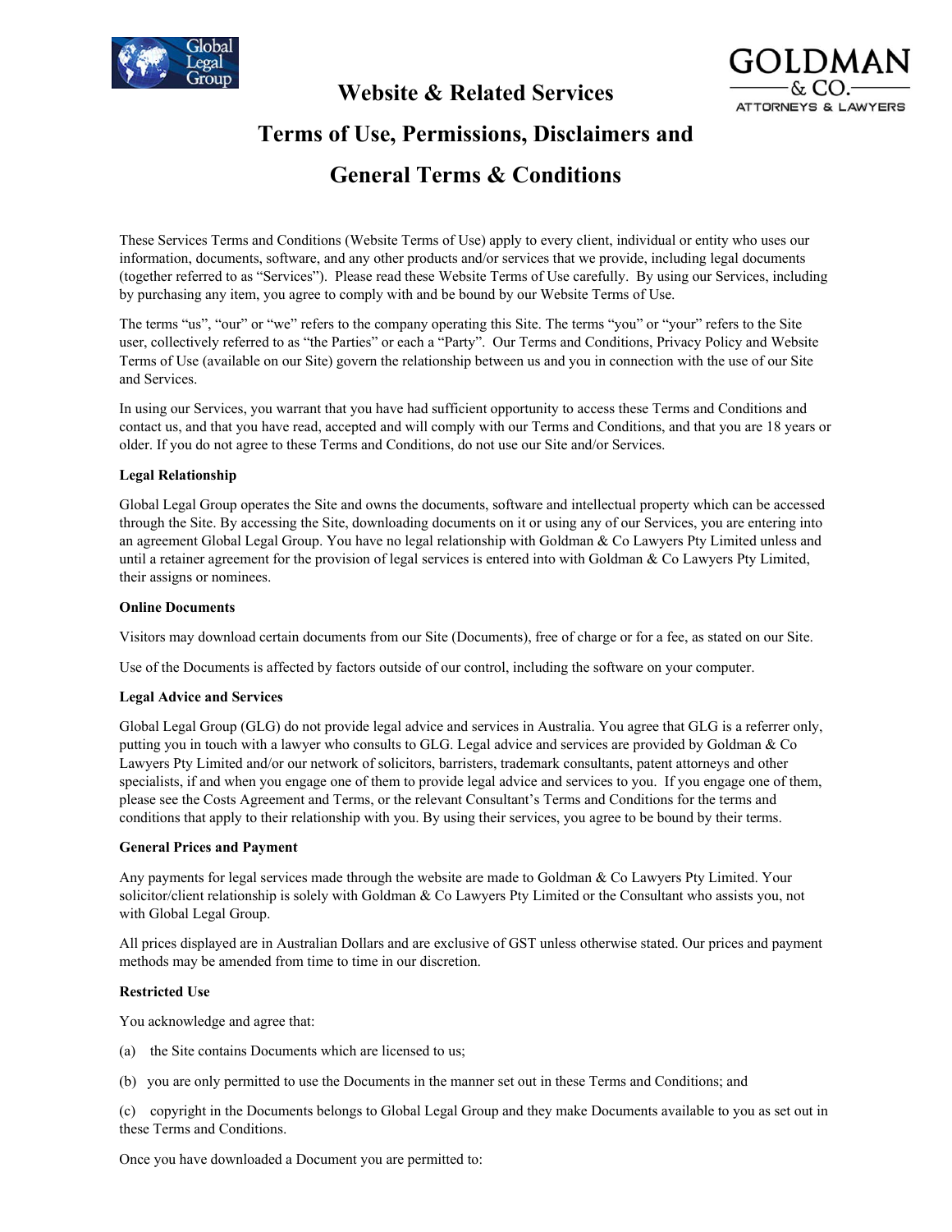# Website & Related Services

# Terms of Use, Permissions, Disclaimers and

# General Terms & Conditions

These Services Terms and Conditions (Website Terms of Use) apply to every client, individual or entity who uses our information, documents, software, and any other products and/or services that we provide, including legal documents (together referred to as "Services"). Please read these Website Terms of Use carefully. By using our Services, including by purchasing any item, you agree to comply with and be bound by our Website Terms of Use.

The terms "us", "our" or "we" refers to the company operating this Site. The terms "you" or "your" refers to the Site user, collectively referred to as "the Parties" or each a "Party". Our Terms and Conditions, Privacy Policy and Website Terms of Use (available on our Site) govern the relationship between us and you in connection with the use of our Site and Services.

In using our Services, you warrant that you have had sufficient opportunity to access these Terms and Conditions and contact us, and that you have read, accepted and will comply with our Terms and Conditions, and that you are 18 years or older. If you do not agree to these Terms and Conditions, do not use our Site and/or Services.

**Legal Relationship**

Global Legal Group operates the Site and owns the documents, software and intellectual property which can be accessed through the Site. By accessing the Site, downloading documents on it or using any of our Services, you are entering into an agreement Global Legal Group. You have no legal relationship with Goldman & Co Lawyers Pty Limited unless and until a retainer agreement for the provision of legal services is entered into with Goldman & Co Lawyers Pty Limited, their assigns or nominees.

**Online Documents**

Visitors may download certain documents from our Site (Documents), free of charge or for a fee, as stated on our Site.

Use of the Documents is affected by factors outside of our control, including the software on your computer.

**Legal Advice and Services**

Global Legal Group (GLG) do not provide legal advice and services in Australia. You agree that GLG is a referrer only, putting you in touch with a lawyer who consults to GLG. Legal advice and services are provided by Goldman & Co Lawyers Pty Limited and/or our network of solicitors, barristers, trademark consultants, patent attorneys and other specialists, if and when you engage one of them to provide legal advice and services to you. If you engage one of them, please see the Costs Agreement and Terms, or the relevant Consultant's Terms and Conditions for the terms and conditions that apply to their relationship with you. By using their services, you agree to be bound by their terms.

**General Prices and Payment**

Any payments for legal services made through the website are made to Goldman & Co Lawyers Pty Limited. Your solicitor/client relationship is solely with Goldman & Co Lawyers Pty Limited or the Consultant who assists you, not with Global Legal Group.

All prices displayed are in Australian Dollars and are exclusive of GST unless otherwise stated. Our prices and payment methods may be amended from time to time in our discretion.

**Restricted Use**

You acknowledge and agree that:

(a) the Site contains Documents which are licensed to us;

(b) you are only permitted to use the Documents in the manner set out in these Terms and Conditions; and

(c) copyright in the Documents belongs to Global Legal Group and they make Documents available to you as set out in these Terms and Conditions.

Once you have downloaded a Document you are permitted to: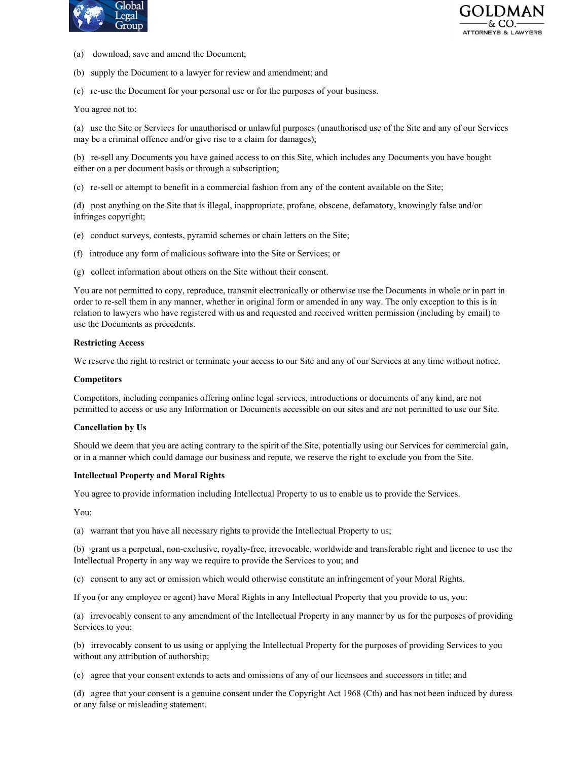(a) download, save and amend the Document;

(b) supply the Document to a lawyer for review and amendment; and

(c) re-use the Document for your personal use or for the purposes of your business.

You agree not to:

(a) use the Site or Services for unauthorised or unlawful purposes (unauthorised use of the Site and any of our Services may be a criminal offence and/or give rise to a claim for damages);

(b) re-sell any Documents you have gained access to on this Site, which includes any Documents you have bought either on a per document basis or through a subscription;

(c) re-sell or attempt to benefit in a commercial fashion from any of the content available on the Site;

(d) post anything on the Site that is illegal, inappropriate, profane, obscene, defamatory, knowingly false and/or infringes copyright;

(e) conduct surveys, contests, pyramid schemes or chain letters on the Site;

(f) introduce any form of malicious software into the Site or Services; or

(g) collect information about others on the Site without their consent.

You are not permitted to copy, reproduce, transmit electronically or otherwise use the Documents in whole or in part in order to re-sell them in any manner, whether in original form or amended in any way. The only exception to this is in relation to lawyers who have registered with us and requested and received written permission (including by email) to use the Documents as precedents.

**Restricting Access**

We reserve the right to restrict or terminate your access to our Site and any of our Services at any time without notice.

**Competitors**

Competitors, including companies offering online legal services, introductions or documents of any kind, are not permitted to access or use any Information or Documents accessible on our sites and are not permitted to use our Site.

**Cancellation by Us**

Should we deem that you are acting contrary to the spirit of the Site, potentially using our Services for commercial gain, or in a manner which could damage our business and repute, we reserve the right to exclude you from the Site.

**Intellectual Property and Moral Rights**

You agree to provide information including Intellectual Property to us to enable us to provide the Services.

You:

(a) warrant that you have all necessary rights to provide the Intellectual Property to us;

(b) grant us a perpetual, non-exclusive, royalty-free, irrevocable, worldwide and transferable right and licence to use the Intellectual Property in any way we require to provide the Services to you; and

(c) consent to any act or omission which would otherwise constitute an infringement of your Moral Rights.

If you (or any employee or agent) have Moral Rights in any Intellectual Property that you provide to us, you:

(a) irrevocably consent to any amendment of the Intellectual Property in any manner by us for the purposes of providing Services to you;

(b) irrevocably consent to us using or applying the Intellectual Property for the purposes of providing Services to you without any attribution of authorship;

(c) agree that your consent extends to acts and omissions of any of our licensees and successors in title; and

(d) agree that your consent is a genuine consent under the Copyright Act 1968 (Cth) and has not been induced by duress or any false or misleading statement.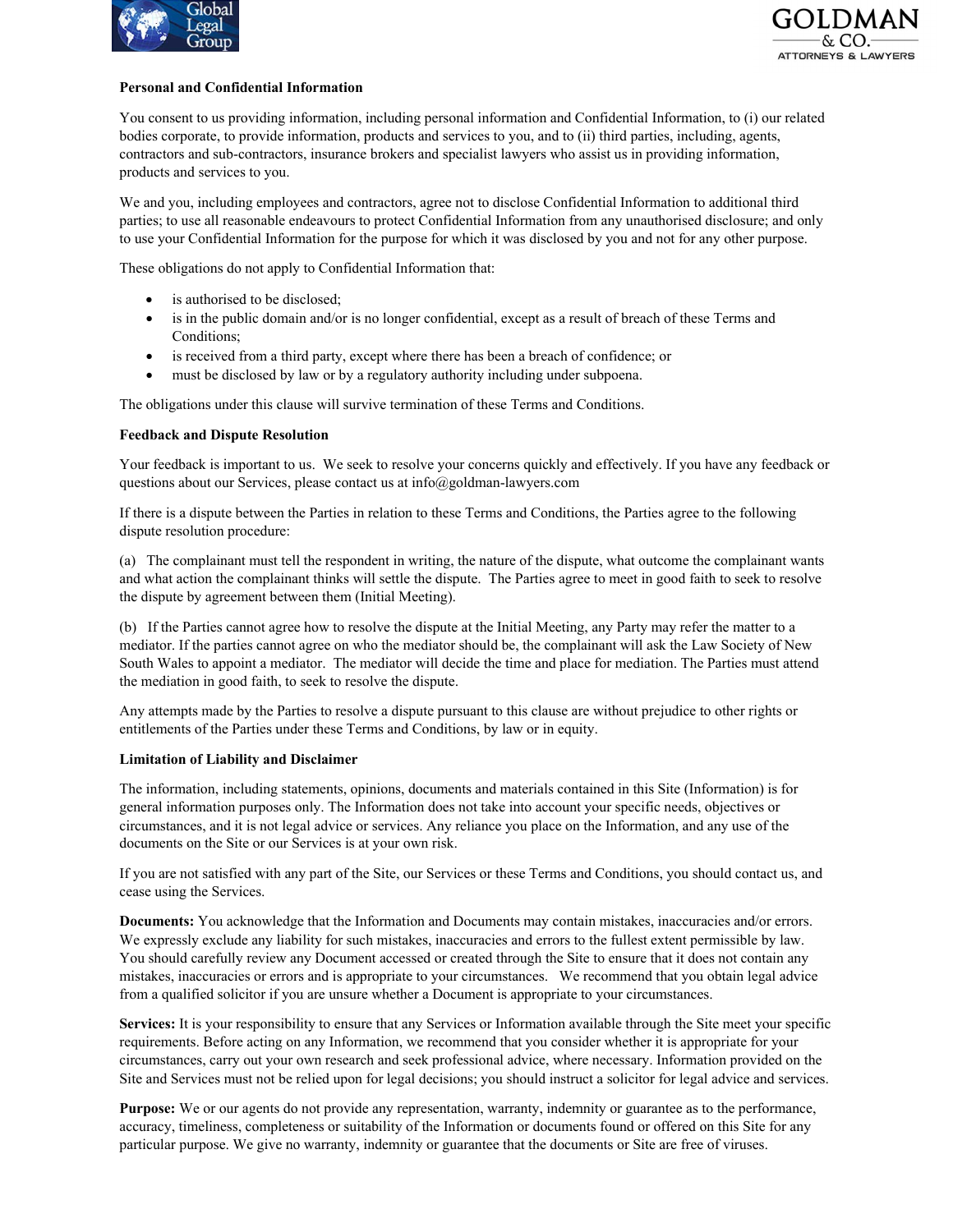**Personal and Confidential Information**

You consent to us providing information, including personal information and Confidential Information, to (i) our related bodies corporate, to provide information, products and services to you, and to (ii) third parties, including, agents, contractors and sub-contractors, insurance brokers and specialist lawyers who assist us in providing information, products and services to you.

We and you, including employees and contractors, agree not to disclose Confidential Information to additional third parties; to use all reasonable endeavours to protect Confidential Information from any unauthorised disclosure; and only to use your Confidential Information for the purpose for which it was disclosed by you and not for any other purpose.

These obligations do not apply to Confidential Information that:

- is authorised to be disclosed;
- is in the public domain and/or is no longer confidential, except as a result of breach of these Terms and Conditions;
- is received from a third party, except where there has been a breach of confidence; or
- must be disclosed by law or by a regulatory authority including under subpoena.

The obligations under this clause will survive termination of these Terms and Conditions.

**Feedback and Dispute Resolution**

Your feedback is important to us. We seek to resolve your concerns quickly and effectively. If you have any feedback or questions about our Services, please contact us at info@goldman-lawyers.com

If there is a dispute between the Parties in relation to these Terms and Conditions, the Parties agree to the following dispute resolution procedure:

(a) The complainant must tell the respondent in writing, the nature of the dispute, what outcome the complainant wants and what action the complainant thinks will settle the dispute. The Parties agree to meet in good faith to seek to resolve the dispute by agreement between them (Initial Meeting).

(b) If the Parties cannot agree how to resolve the dispute at the Initial Meeting, any Party may refer the matter to a mediator. If the parties cannot agree on who the mediator should be, the complainant will ask the Law Society of New South Wales to appoint a mediator. The mediator will decide the time and place for mediation. The Parties must attend the mediation in good faith, to seek to resolve the dispute.

Any attempts made by the Parties to resolve a dispute pursuant to this clause are without prejudice to other rights or entitlements of the Parties under these Terms and Conditions, by law or in equity.

**Limitation of Liability and Disclaimer**

The information, including statements, opinions, documents and materials contained in this Site (Information) is for general information purposes only. The Information does not take into account your specific needs, objectives or circumstances, and it is not legal advice or services. Any reliance you place on the Information, and any use of the documents on the Site or our Services is at your own risk.

If you are not satisfied with any part of the Site, our Services or these Terms and Conditions, you should contact us, and cease using the Services.

**Documents:** You acknowledge that the Information and Documents may contain mistakes, inaccuracies and/or errors. We expressly exclude any liability for such mistakes, inaccuracies and errors to the fullest extent permissible by law. You should carefully review any Document accessed or created through the Site to ensure that it does not contain any mistakes, inaccuracies or errors and is appropriate to your circumstances. We recommend that you obtain legal advice from a qualified solicitor if you are unsure whether a Document is appropriate to your circumstances.

**Services:** It is your responsibility to ensure that any Services or Information available through the Site meet your specific requirements. Before acting on any Information, we recommend that you consider whether it is appropriate for your circumstances, carry out your own research and seek professional advice, where necessary. Information provided on the Site and Services must not be relied upon for legal decisions; you should instruct a solicitor for legal advice and services.

**Purpose:** We or our agents do not provide any representation, warranty, indemnity or guarantee as to the performance, accuracy, timeliness, completeness or suitability of the Information or documents found or offered on this Site for any particular purpose. We give no warranty, indemnity or guarantee that the documents or Site are free of viruses.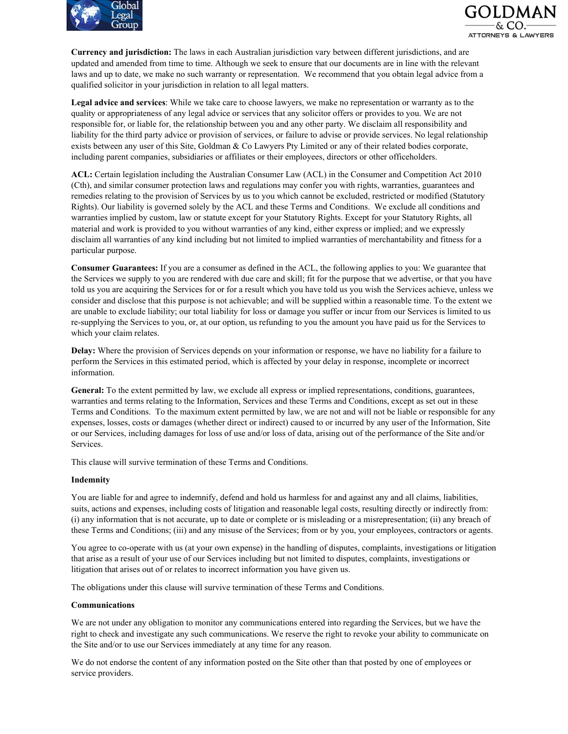**Currency and jurisdiction:** The laws in each Australian jurisdiction vary between different jurisdictions, and are updated and amended from time to time. Although we seek to ensure that our documents are in line with the relevant laws and up to date, we make no such warranty or representation. We recommend that you obtain legal advice from a qualified solicitor in your jurisdiction in relation to all legal matters.

**Legal advice and services**: While we take care to choose lawyers, we make no representation or warranty as to the quality or appropriateness of any legal advice or services that any solicitor offers or provides to you. We are not responsible for, or liable for, the relationship between you and any other party. We disclaim all responsibility and liability for the third party advice or provision of services, or failure to advise or provide services. No legal relationship exists between any user of this Site, Goldman & Co Lawyers Pty Limited or any of their related bodies corporate, including parent companies, subsidiaries or affiliates or their employees, directors or other officeholders.

**ACL:** Certain legislation including the Australian Consumer Law (ACL) in the Consumer and Competition Act 2010 (Cth), and similar consumer protection laws and regulations may confer you with rights, warranties, guarantees and remedies relating to the provision of Services by us to you which cannot be excluded, restricted or modified (Statutory Rights). Our liability is governed solely by the ACL and these Terms and Conditions. We exclude all conditions and warranties implied by custom, law or statute except for your Statutory Rights. Except for your Statutory Rights, all material and work is provided to you without warranties of any kind, either express or implied; and we expressly disclaim all warranties of any kind including but not limited to implied warranties of merchantability and fitness for a particular purpose.

**Consumer Guarantees:** If you are a consumer as defined in the ACL, the following applies to you: We guarantee that the Services we supply to you are rendered with due care and skill; fit for the purpose that we advertise, or that you have told us you are acquiring the Services for or for a result which you have told us you wish the Services achieve, unless we consider and disclose that this purpose is not achievable; and will be supplied within a reasonable time. To the extent we are unable to exclude liability; our total liability for loss or damage you suffer or incur from our Services is limited to us re-supplying the Services to you, or, at our option, us refunding to you the amount you have paid us for the Services to which your claim relates.

**Delay:** Where the provision of Services depends on your information or response, we have no liability for a failure to perform the Services in this estimated period, which is affected by your delay in response, incomplete or incorrect information.

**General:** To the extent permitted by law, we exclude all express or implied representations, conditions, guarantees, warranties and terms relating to the Information, Services and these Terms and Conditions, except as set out in these Terms and Conditions. To the maximum extent permitted by law, we are not and will not be liable or responsible for any expenses, losses, costs or damages (whether direct or indirect) caused to or incurred by any user of the Information, Site or our Services, including damages for loss of use and/or loss of data, arising out of the performance of the Site and/or Services.

This clause will survive termination of these Terms and Conditions.

**Indemnity**

You are liable for and agree to indemnify, defend and hold us harmless for and against any and all claims, liabilities, suits, actions and expenses, including costs of litigation and reasonable legal costs, resulting directly or indirectly from: (i) any information that is not accurate, up to date or complete or is misleading or a misrepresentation; (ii) any breach of these Terms and Conditions; (iii) and any misuse of the Services; from or by you, your employees, contractors or agents.

You agree to co-operate with us (at your own expense) in the handling of disputes, complaints, investigations or litigation that arise as a result of your use of our Services including but not limited to disputes, complaints, investigations or litigation that arises out of or relates to incorrect information you have given us.

The obligations under this clause will survive termination of these Terms and Conditions.

**Communications**

We are not under any obligation to monitor any communications entered into regarding the Services, but we have the right to check and investigate any such communications. We reserve the right to revoke your ability to communicate on the Site and/or to use our Services immediately at any time for any reason.

We do not endorse the content of any information posted on the Site other than that posted by one of employees or service providers.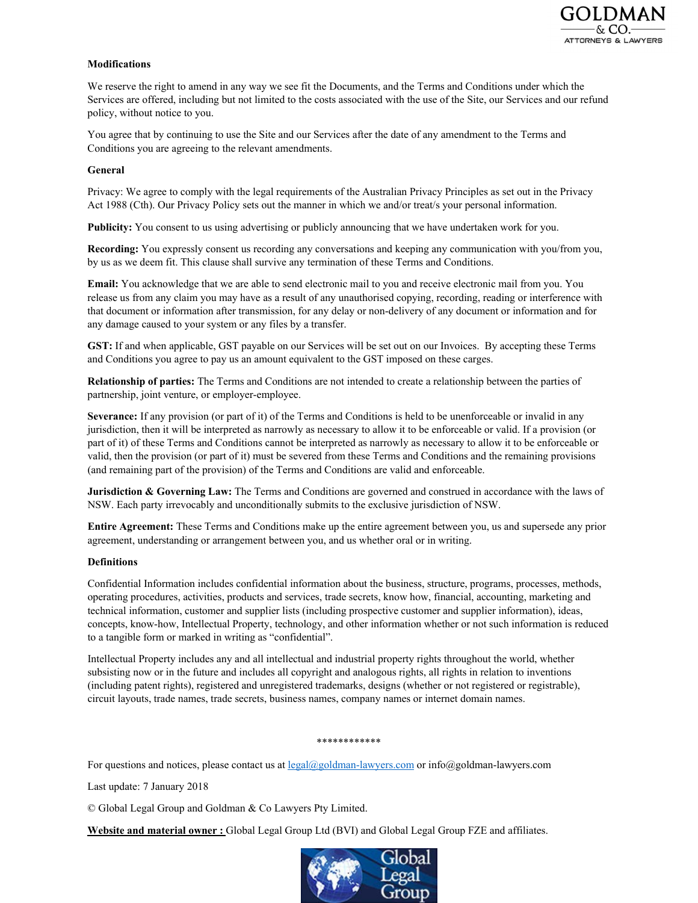**Modifications**

We reserve the right to amend in any way we see fit the Documents, and the Terms and Conditions under which the Services are offered, including but not limited to the costs associated with the use of the Site, our Services and our refund policy, without notice to you.

You agree that by continuing to use the Site and our Services after the date of any amendment to the Terms and Conditions you are agreeing to the relevant amendments.

**General**

Privacy: We agree to comply with the legal requirements of the Australian Privacy Principles as set out in the Privacy Act 1988 (Cth). Our Privacy Policy sets out the manner in which we and/or treat/s your personal information.

**Publicity:** You consent to us using advertising or publicly announcing that we have undertaken work for you.

**Recording:** You expressly consent us recording any conversations and keeping any communication with you/from you, by us as we deem fit. This clause shall survive any termination of these Terms and Conditions.

**Email:** You acknowledge that we are able to send electronic mail to you and receive electronic mail from you. You release us from any claim you may have as a result of any unauthorised copying, recording, reading or interference with that document or information after transmission, for any delay or non-delivery of any document or information and for any damage caused to your system or any files by a transfer.

**GST:** If and when applicable, GST payable on our Services will be set out on our Invoices. By accepting these Terms and Conditions you agree to pay us an amount equivalent to the GST imposed on these carges.

**Relationship of parties:** The Terms and Conditions are not intended to create a relationship between the parties of partnership, joint venture, or employer-employee.

**Severance:** If any provision (or part of it) of the Terms and Conditions is held to be unenforceable or invalid in any jurisdiction, then it will be interpreted as narrowly as necessary to allow it to be enforceable or valid. If a provision (or part of it) of these Terms and Conditions cannot be interpreted as narrowly as necessary to allow it to be enforceable or valid, then the provision (or part of it) must be severed from these Terms and Conditions and the remaining provisions (and remaining part of the provision) of the Terms and Conditions are valid and enforceable.

**Jurisdiction & Governing Law:** The Terms and Conditions are governed and construed in accordance with the laws of NSW. Each party irrevocably and unconditionally submits to the exclusive jurisdiction of NSW.

**Entire Agreement:** These Terms and Conditions make up the entire agreement between you, us and supersede any prior agreement, understanding or arrangement between you, and us whether oral or in writing.

**Definitions**

Confidential Information includes confidential information about the business, structure, programs, processes, methods, operating procedures, activities, products and services, trade secrets, know how, financial, accounting, marketing and technical information, customer and supplier lists (including prospective customer and supplier information), ideas, concepts, know-how, Intellectual Property, technology, and other information whether or not such information is reduced to a tangible form or marked in writing as "confidential".

Intellectual Property includes any and all intellectual and industrial property rights throughout the world, whether subsisting now or in the future and includes all copyright and analogous rights, all rights in relation to inventions (including patent rights), registered and unregistered trademarks, designs (whether or not registered or registrable), circuit layouts, trade names, trade secrets, business names, company names or internet domain names.

************

For questions and notices, please contact us at legal@goldman-lawyers.com or info@goldman-lawyers.com

Last update: 7 January 2018

© Global Legal Group and Goldman & Co Lawyers Pty Limited.

**Website and material owner :** Global Legal Group Ltd (BVI) and Global Legal Group FZE and affiliates.